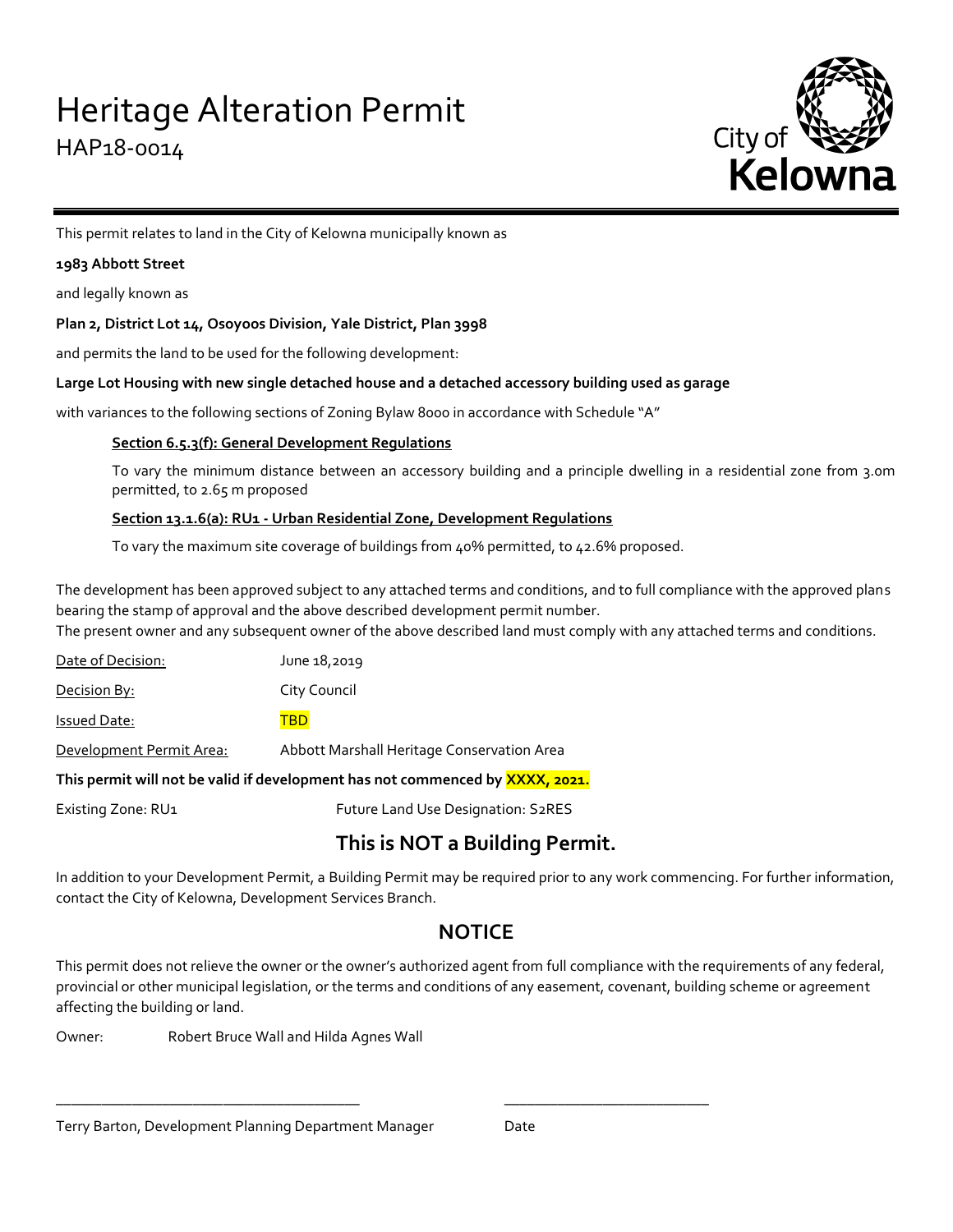# Heritage Alteration Permit

HAP18-0014

City of Kelowna

This permit relates to land in the City of Kelowna municipally known as

**1983 Abbott Street**

and legally known as

**Plan 2, District Lot 14, Osoyoos Division, Yale District, Plan 3998**

and permits the land to be used for the following development:

**Large Lot Housing with new single detached house and a detached accessory building used as garage**

with variances to the following sections of Zoning Bylaw 8000 in accordance with Schedule "A"

**Section 6.5.3(f): General Development Regulations**

To vary the minimum distance between an accessory building and a principle dwelling in a residential zone from 3.0m permitted, to 2.65 m proposed

**Section 13.1.6(a): RU1 - Urban Residential Zone, Development Regulations**

To vary the maximum site coverage of buildings from 40% permitted, to 42.6% proposed.

The development has been approved subject to any attached terms and conditions, and to full compliance with the approved plans bearing the stamp of approval and the above described development permit number.
The present owner and any subsequent owner of the above described land must comply with any attached terms and conditions.

Date of Decision: June 18,2019

Decision By: City Council

Issued Date: TBD

Development Permit Area: Abbott Marshall Heritage Conservation Area

**This permit will not be valid if development has not commenced by XXXX, 2021.**

Existing Zone: RU1 Future Land Use Designation: S2RES

## This is NOT a Building Permit.

In addition to your Development Permit, a Building Permit may be required prior to any work commencing. For further information, contact the City of Kelowna, Development Services Branch.

## NOTICE

This permit does not relieve the owner or the owner's authorized agent from full compliance with the requirements of any federal, provincial or other municipal legislation, or the terms and conditions of any easement, covenant, building scheme or agreement affecting the building or land.

Owner: Robert Bruce Wall and Hilda Agnes Wall

_______________________________________ ___________________________

Terry Barton, Development Planning Department Manager Date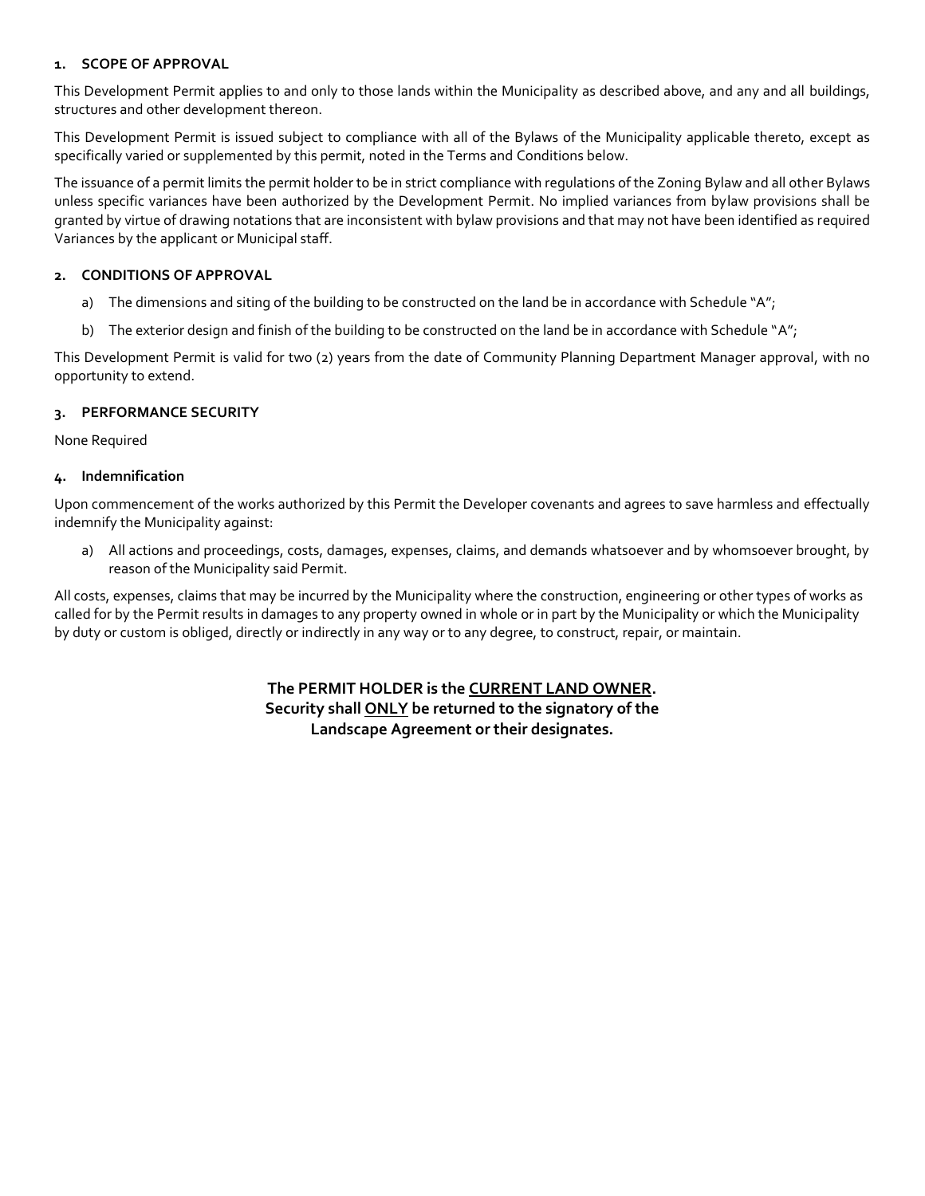### 1. SCOPE OF APPROVAL

This Development Permit applies to and only to those lands within the Municipality as described above, and any and all buildings, structures and other development thereon.

This Development Permit is issued subject to compliance with all of the Bylaws of the Municipality applicable thereto, except as specifically varied or supplemented by this permit, noted in the Terms and Conditions below.

The issuance of a permit limits the permit holder to be in strict compliance with regulations of the Zoning Bylaw and all other Bylaws unless specific variances have been authorized by the Development Permit. No implied variances from bylaw provisions shall be granted by virtue of drawing notations that are inconsistent with bylaw provisions and that may not have been identified as required Variances by the applicant or Municipal staff.

### 2. CONDITIONS OF APPROVAL

a) The dimensions and siting of the building to be constructed on the land be in accordance with Schedule "A";

b) The exterior design and finish of the building to be constructed on the land be in accordance with Schedule "A";

This Development Permit is valid for two (2) years from the date of Community Planning Department Manager approval, with no opportunity to extend.

### 3. PERFORMANCE SECURITY

None Required

### 4. Indemnification

Upon commencement of the works authorized by this Permit the Developer covenants and agrees to save harmless and effectually indemnify the Municipality against:

a) All actions and proceedings, costs, damages, expenses, claims, and demands whatsoever and by whomsoever brought, by reason of the Municipality said Permit.

All costs, expenses, claims that may be incurred by the Municipality where the construction, engineering or other types of works as called for by the Permit results in damages to any property owned in whole or in part by the Municipality or which the Municipality by duty or custom is obliged, directly or indirectly in any way or to any degree, to construct, repair, or maintain.

**The PERMIT HOLDER is the CURRENT LAND OWNER.**
**Security shall ONLY be returned to the signatory of the Landscape Agreement or their designates.**